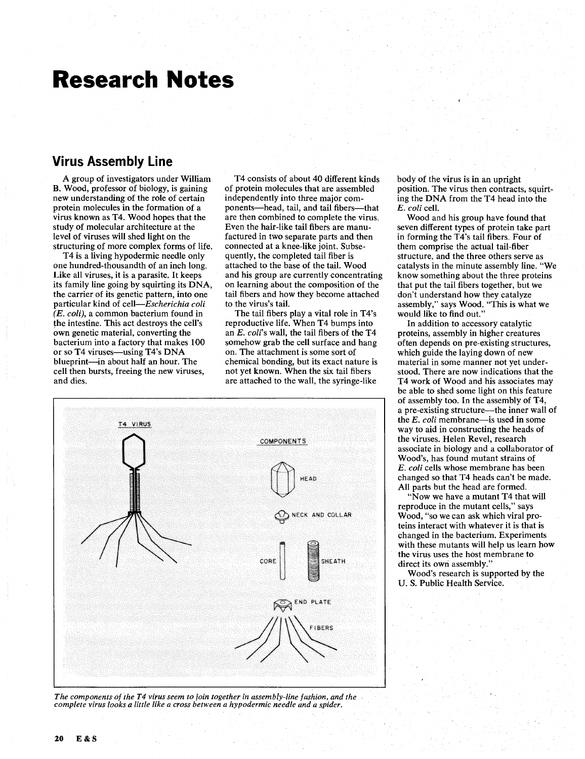# Research Notes

## Virus Assembly Line

A group of investigators under William B. Wood, professor of biology, is gaining new understanding of the role of certain protein molecules in the formation of a virus known as T4. Wood hopes that the study of molecular architecture at the level of viruses will shed light on the structuring of more complex forms of life.

T4 is a living hypodermic needle only one hundred-thousandth of an inch long. Like all viruses, it is a parasite. It keeps its family line going by squirting its DNA, the carrier of its genetic pattern, into one particular kind of cell—*Escherichia coli (E. coli)*, a common bacterium found in the intestine. This act destroys the cell's own genetic material, converting the bacterium into a factory that makes 100 or so T4 viruses—using T4's DNA blueprint—in about half an hour. The cell then bursts, freeing the new viruses, and dies.

T4 consists of about 40 different kinds of protein molecules that are assembled independently into three major components—head, tail, and tail fibers—that are then combined to complete the virus. Even the hair-like tail fibers are manufactured in two separate parts and then connected at a knee-like joint. Subsequently, the completed tail fiber is attached to the base of the tail. Wood and his group are currently concentrating on learning about the composition of the tail fibers and how they become attached to the virus's tail.

The tail fibers play a vital role in T4's reproductive life. When T4 bumps into an *E. coli*'s wall, the tail fibers of the T4 somehow grab the cell surface and hang on. The attachment is some sort of chemical bonding, but its exact nature is not yet known. When the six tail fibers are attached to the wall, the syringe-like body of the virus is in an upright position. The virus then contracts, squirting the DNA from the T4 head into the *E. coli* cell.

Wood and his group have found that seven different types of protein take part in forming the T4's tail fibers. Four of them comprise the actual tail-fiber structure, and the three others serve as catalysts in the minute assembly line. "We know something about the three proteins that put the tail fibers together, but we don't understand how they catalyze assembly," says Wood. "This is what we would like to find out."

In addition to accessory catalytic proteins, assembly in higher creatures often depends on pre-existing structures, which guide the laying down of new material in some manner not yet understood. There are now indications that the T4 work of Wood and his associates may be able to shed some light on this feature of assembly too. In the assembly of T4, a pre-existing structure—the inner wall of the *E. coli* membrane—is used in some way to aid in constructing the heads of the viruses. Helen Revel, research associate in biology and a collaborator of Wood's, has found mutant strains of *E. coli* cells whose membrane has been changed so that T4 heads can't be made. All parts but the head are formed.

"Now we have a mutant T4 that will reproduce in the mutant cells," says Wood, "so we can ask which viral proteins interact with whatever it is that is changed in the bacterium. Experiments with these mutants will help us learn how the virus uses the host membrane to direct its own assembly."

Wood's research is supported by the U. S. Public Health Service.

T4 VIRUS

COMPONENTS: HEAD, NECK AND COLLAR, CORE, SHEATH, END PLATE, FIBERS

*The components of the T4 virus seem to join together in assembly-line fashion, and the complete virus looks a little like a cross between a hypodermic needle and a spider.*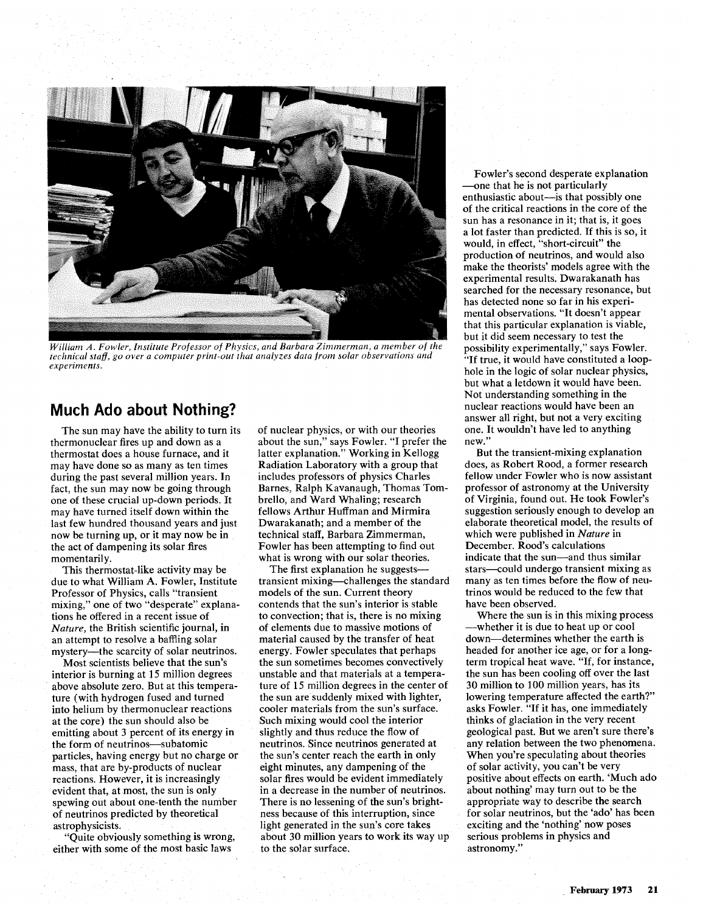*William A. Fowler, Institute Professor of Physics, and Barbara Zimmerman, a member of the technical staff, go over a computer print-out that analyzes data from solar observations and experiments.*

## Much Ado about Nothing?

The sun may have the ability to turn its thermonuclear fires up and down as a thermostat does a house furnace, and it may have done so as many as ten times during the past several million years. In fact, the sun may now be going through one of these crucial up-down periods. It may have turned itself down within the last few hundred thousand years and just now be turning up, or it may now be in the act of dampening its solar fires momentarily.

This thermostat-like activity may be due to what William A. Fowler, Institute Professor of Physics, calls "transient mixing," one of two "desperate" explanations he offered in a recent issue of *Nature*, the British scientific journal, in an attempt to resolve a baffling solar mystery—the scarcity of solar neutrinos.

Most scientists believe that the sun's interior is burning at 15 million degrees above absolute zero. But at this temperature (with hydrogen fused and turned into helium by thermonuclear reactions at the core) the sun should also be emitting about 3 percent of its energy in the form of neutrinos—subatomic particles, having energy but no charge or mass, that are by-products of nuclear reactions. However, it is increasingly evident that, at most, the sun is only spewing out about one-tenth the number of neutrinos predicted by theoretical astrophysicists.

"Quite obviously something is wrong, either with some of the most basic laws of nuclear physics, or with our theories about the sun," says Fowler. "I prefer the latter explanation." Working in Kellogg Radiation Laboratory with a group that includes professors of physics Charles Barnes, Ralph Kavanaugh, Thomas Tombrello, and Ward Whaling; research fellows Arthur Huffman and Mirmira Dwarakanath; and a member of the technical staff, Barbara Zimmerman, Fowler has been attempting to find out what is wrong with our solar theories.

The first explanation he suggests—transient mixing—challenges the standard models of the sun. Current theory contends that the sun's interior is stable to convection; that is, there is no mixing of elements due to massive motions of material caused by the transfer of heat energy. Fowler speculates that perhaps the sun sometimes becomes convectively unstable and that materials at a temperature of 15 million degrees in the center of the sun are suddenly mixed with lighter, cooler materials from the sun's surface. Such mixing would cool the interior slightly and thus reduce the flow of neutrinos. Since neutrinos generated at the sun's center reach the earth in only eight minutes, any dampening of the solar fires would be evident immediately in a decrease in the number of neutrinos. There is no lessening of the sun's brightness because of this interruption, since light generated in the sun's core takes about 30 million years to work its way up to the solar surface.

Fowler's second desperate explanation—one that he is not particularly enthusiastic about—is that possibly one of the critical reactions in the core of the sun has a resonance in it; that is, it goes a lot faster than predicted. If this is so, it would, in effect, "short-circuit" the production of neutrinos, and would also make the theorists' models agree with the experimental results. Dwarakanath has searched for the necessary resonance, but has detected none so far in his experimental observations. "It doesn't appear that this particular explanation is viable, but it did seem necessary to test the possibility experimentally," says Fowler. "If true, it would have constituted a loophole in the logic of solar nuclear physics, but what a letdown it would have been. Not understanding something in the nuclear reactions would have been an answer all right, but not a very exciting one. It wouldn't have led to anything new."

But the transient-mixing explanation does, as Robert Rood, a former research fellow under Fowler who is now assistant professor of astronomy at the University of Virginia, found out. He took Fowler's suggestion seriously enough to develop an elaborate theoretical model, the results of which were published in *Nature* in December. Rood's calculations indicate that the sun—and thus similar stars—could undergo transient mixing as many as ten times before the flow of neutrinos would be reduced to the few that have been observed.

Where the sun is in this mixing process—whether it is due to heat up or cool down—determines whether the earth is headed for another ice age, or for a long-term tropical heat wave. "If, for instance, the sun has been cooling off over the last 30 million to 100 million years, has its lowering temperature affected the earth?" asks Fowler. "If it has, one immediately thinks of glaciation in the very recent geological past. But we aren't sure there's any relation between the two phenomena. When you're speculating about theories of solar activity, you can't be very positive about effects on earth. 'Much ado about nothing' may turn out to be the appropriate way to describe the search for solar neutrinos, but the 'ado' has been exciting and the 'nothing' now poses serious problems in physics and astronomy."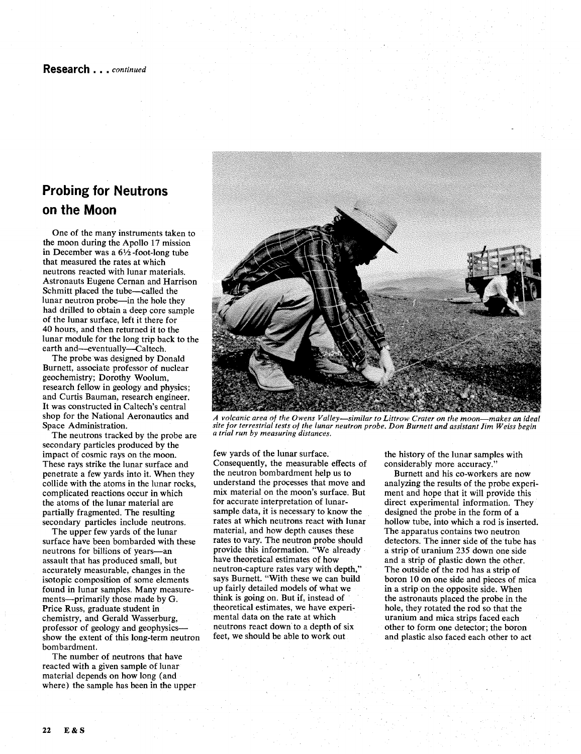**Research . . .** *continued*

## Probing for Neutrons on the Moon

One of the many instruments taken to the moon during the Apollo 17 mission in December was a 6½-foot-long tube that measured the rates at which neutrons reacted with lunar materials. Astronauts Eugene Cernan and Harrison Schmitt placed the tube—called the lunar neutron probe—in the hole they had drilled to obtain a deep core sample of the lunar surface, left it there for 40 hours, and then returned it to the lunar module for the long trip back to the earth and—eventually—Caltech.

The probe was designed by Donald Burnett, associate professor of nuclear geochemistry; Dorothy Woolum, research fellow in geology and physics; and Curtis Bauman, research engineer. It was constructed in Caltech's central shop for the National Aeronautics and Space Administration.

The neutrons tracked by the probe are secondary particles produced by the impact of cosmic rays on the moon. These rays strike the lunar surface and penetrate a few yards into it. When they collide with the atoms in the lunar rocks, complicated reactions occur in which the atoms of the lunar material are partially fragmented. The resulting secondary particles include neutrons.

The upper few yards of the lunar surface have been bombarded with these neutrons for billions of years—an assault that has produced small, but accurately measurable, changes in the isotopic composition of some elements found in lunar samples. Many measurements—primarily those made by G. Price Russ, graduate student in chemistry, and Gerald Wasserburg, professor of geology and geophysics—show the extent of this long-term neutron bombardment.

The number of neutrons that have reacted with a given sample of lunar material depends on how long (and where) the sample has been in the upper few yards of the lunar surface. Consequently, the measurable effects of the neutron bombardment help us to understand the processes that move and mix material on the moon's surface. But for accurate interpretation of lunar-sample data, it is necessary to know the rates at which neutrons react with lunar material, and how depth causes these rates to vary. The neutron probe should provide this information. "We already have theoretical estimates of how neutron-capture rates vary with depth," says Burnett. "With these we can build up fairly detailed models of what we think is going on. But if, instead of theoretical estimates, we have experimental data on the rate at which neutrons react down to a depth of six feet, we should be able to work out the history of the lunar samples with considerably more accuracy."

Burnett and his co-workers are now analyzing the results of the probe experiment and hope that it will provide this direct experimental information. They designed the probe in the form of a hollow tube, into which a rod is inserted. The apparatus contains two neutron detectors. The inner side of the tube has a strip of uranium 235 down one side and a strip of plastic down the other. The outside of the rod has a strip of boron 10 on one side and pieces of mica in a strip on the opposite side. When the astronauts placed the probe in the hole, they rotated the rod so that the uranium and mica strips faced each other to form one detector; the boron and plastic also faced each other to act

*A volcanic area of the Owens Valley—similar to Littrow Crater on the moon—makes an ideal site for terrestrial tests of the lunar neutron probe. Don Burnett and assistant Jim Weiss begin a trial run by measuring distances.*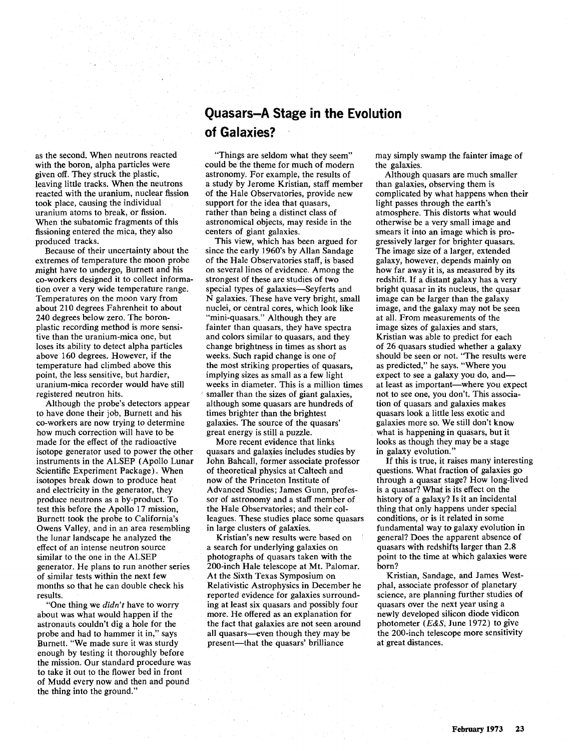as the second. When neutrons reacted with the boron, alpha particles were given off. They struck the plastic, leaving little tracks. When the neutrons reacted with the uranium, nuclear fission took place, causing the individual uranium atoms to break, or fission. When the subatomic fragments of this fissioning entered the mica, they also produced tracks.

Because of their uncertainty about the extremes of temperature the moon probe might have to undergo, Burnett and his co-workers designed it to collect information over a very wide temperature range. Temperatures on the moon vary from about 210 degrees Fahrenheit to about 240 degrees below zero. The boron-plastic recording method is more sensitive than the uranium-mica one, but loses its ability to detect alpha particles above 160 degrees. However, if the temperature had climbed above this point, the less sensitive, but hardier, uranium-mica recorder would have still registered neutron hits.

Although the probe's detectors appear to have done their job, Burnett and his co-workers are now trying to determine how much correction will have to be made for the effect of the radioactive isotope generator used to power the other instruments in the ALSEP (Apollo Lunar Scientific Experiment Package). When isotopes break down to produce heat and electricity in the generator, they produce neutrons as a by-product. To test this before the Apollo 17 mission, Burnett took the probe to California's Owens Valley, and in an area resembling the lunar landscape he analyzed the effect of an intense neutron source similar to the one in the ALSEP generator. He plans to run another series of similar tests within the next few months so that he can double check his results.

"One thing we *didn't* have to worry about was what would happen if the astronauts couldn't dig a hole for the probe and had to hammer it in," says Burnett. "We made sure it was sturdy enough by testing it thoroughly before the mission. Our standard procedure was to take it out to the flower bed in front of Mudd every now and then and pound the thing into the ground."

## Quasars—A Stage in the Evolution of Galaxies?

"Things are seldom what they seem" could be the theme for much of modern astronomy. For example, the results of a study by Jerome Kristian, staff member of the Hale Observatories, provide new support for the idea that quasars, rather than being a distinct class of astronomical objects, may reside in the centers of giant galaxies.

This view, which has been argued for since the early 1960's by Allan Sandage of the Hale Observatories staff, is based on several lines of evidence. Among the strongest of these are studies of two special types of galaxies—Seyferts and N galaxies. These have very bright, small nuclei, or central cores, which look like "mini-quasars." Although they are fainter than quasars, they have spectra and colors similar to quasars, and they change brightness in times as short as weeks. Such rapid change is one of the most striking properties of quasars, implying sizes as small as a few light weeks in diameter. This is a million times smaller than the sizes of giant galaxies, although some quasars are hundreds of times brighter than the brightest galaxies. The source of the quasars' great energy is still a puzzle.

More recent evidence that links quasars and galaxies includes studies by John Bahcall, former associate professor of theoretical physics at Caltech and now of the Princeton Institute of Advanced Studies; James Gunn, professor of astronomy and a staff member of the Hale Observatories; and their colleagues. These studies place some quasars in large clusters of galaxies.

Kristian's new results were based on a search for underlying galaxies on photographs of quasars taken with the 200-inch Hale telescope at Mt. Palomar. At the Sixth Texas Symposium on Relativistic Astrophysics in December he reported evidence for galaxies surrounding at least six quasars and possibly four more. He offered as an explanation for the fact that galaxies are not seen around all quasars—even though they may be present—that the quasars' brilliance may simply swamp the fainter image of the galaxies.

Although quasars are much smaller than galaxies, observing them is complicated by what happens when their light passes through the earth's atmosphere. This distorts what would otherwise be a very small image and smears it into an image which is progressively larger for brighter quasars. The image size of a larger, extended galaxy, however, depends mainly on how far away it is, as measured by its redshift. If a distant galaxy has a very bright quasar in its nucleus, the quasar image can be larger than the galaxy image, and the galaxy may not be seen at all. From measurements of the image sizes of galaxies and stars, Kristian was able to predict for each of 26 quasars studied whether a galaxy should be seen or not. "The results were as predicted," he says. "Where you expect to see a galaxy you do, and—at least as important—where you expect not to see one, you don't. This association of quasars and galaxies makes quasars look a little less exotic and galaxies more so. We still don't know what is happening in quasars, but it looks as though they may be a stage in galaxy evolution."

If this is true, it raises many interesting questions. What fraction of galaxies go through a quasar stage? How long-lived is a quasar? What is its effect on the history of a galaxy? Is it an incidental thing that only happens under special conditions, or is it related in some fundamental way to galaxy evolution in general? Does the apparent absence of quasars with redshifts larger than 2.8 point to the time at which galaxies were born?

Kristian, Sandage, and James Westphal, associate professor of planetary science, are planning further studies of quasars over the next year using a newly developed silicon diode vidicon photometer (*E&S*, June 1972) to give the 200-inch telescope more sensitivity at great distances.